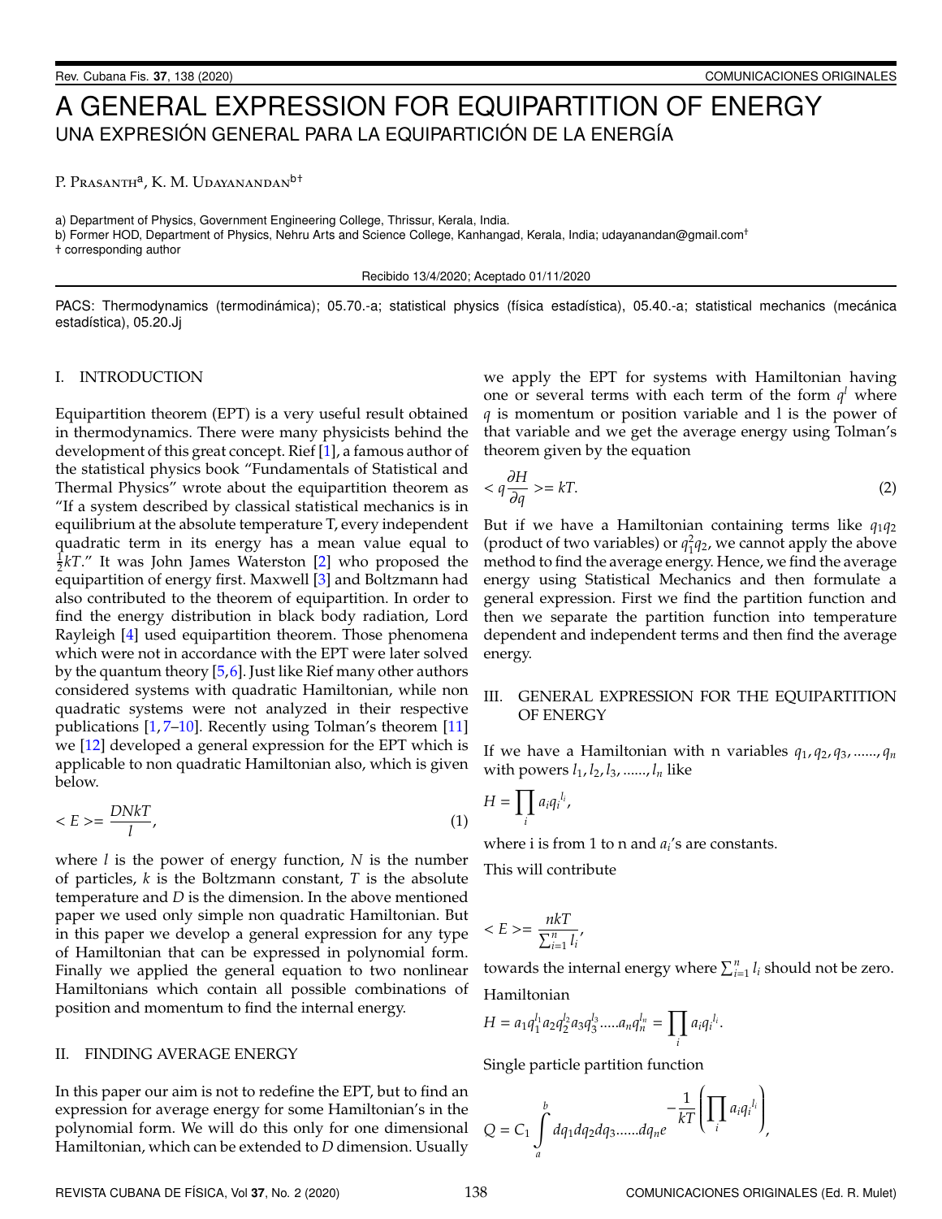# A GENERAL EXPRESSION FOR EQUIPARTITION OF ENERGY

## UNA EXPRESIÓN GENERAL PARA LA EQUIPARTICIÓN DE LA ENERGÍA

P. Prasanth[a], K. M. Udayanandan[b†]

a) Department of Physics, Government Engineering College, Thrissur, Kerala, India.
b) Former HOD, Department of Physics, Nehru Arts and Science College, Kanhangad, Kerala, India; udayanandan@gmail.com[†]
† corresponding author

Recibido 13/4/2020; Aceptado 01/11/2020

PACS: Thermodynamics (termodinámica); 05.70.-a; statistical physics (física estadística), 05.40.-a; statistical mechanics (mecánica estadística), 05.20.Jj

## I. INTRODUCTION

Equipartition theorem (EPT) is a very useful result obtained in thermodynamics. There were many physicists behind the development of this great concept. Rief [1], a famous author of the statistical physics book "Fundamentals of Statistical and Thermal Physics" wrote about the equipartition theorem as "If a system described by classical statistical mechanics is in equilibrium at the absolute temperature T, every independent quadratic term in its energy has a mean value equal to $\frac{1}{2}kT$." It was John James Waterston [2] who proposed the equipartition of energy first. Maxwell [3] and Boltzmann had also contributed to the theorem of equipartition. In order to find the energy distribution in black body radiation, Lord Rayleigh [4] used equipartition theorem. Those phenomena which were not in accordance with the EPT were later solved by the quantum theory [5,6]. Just like Rief many other authors considered systems with quadratic Hamiltonian, while non quadratic systems were not analyzed in their respective publications [1,7–10]. Recently using Tolman's theorem [11] we [12] developed a general expression for the EPT which is applicable to non quadratic Hamiltonian also, which is given below.

$$< E >= \frac{DNkT}{l}, \tag{1}$$

where $l$ is the power of energy function, $N$ is the number of particles, $k$ is the Boltzmann constant, $T$ is the absolute temperature and $D$ is the dimension. In the above mentioned paper we used only simple non quadratic Hamiltonian. But in this paper we develop a general expression for any type of Hamiltonian that can be expressed in polynomial form. Finally we applied the general equation to two nonlinear Hamiltonians which contain all possible combinations of position and momentum to find the internal energy.

## II. FINDING AVERAGE ENERGY

In this paper our aim is not to redefine the EPT, but to find an expression for average energy for some Hamiltonian's in the polynomial form. We will do this only for one dimensional Hamiltonian, which can be extended to $D$ dimension. Usually we apply the EPT for systems with Hamiltonian having one or several terms with each term of the form $q^l$ where $q$ is momentum or position variable and l is the power of that variable and we get the average energy using Tolman's theorem given by the equation

$$< q\frac{\partial H}{\partial q} >= kT. \tag{2}$$

But if we have a Hamiltonian containing terms like $q_1 q_2$ (product of two variables) or $q_1^2 q_2$, we cannot apply the above method to find the average energy. Hence, we find the average energy using Statistical Mechanics and then formulate a general expression. First we find the partition function and then we separate the partition function into temperature dependent and independent terms and then find the average energy.

## III. GENERAL EXPRESSION FOR THE EQUIPARTITION OF THE ENERGY

If we have a Hamiltonian with n variables $q_1, q_2, q_3, ......, q_n$ with powers $l_1, l_2, l_3, ......, l_n$ like

$$H = \prod_i a_i {q_i}^{l_i},$$

where i is from 1 to n and $a_i$'s are constants.

This will contribute

$$< E >= \frac{nkT}{\sum_{i=1}^{n} l_i},$$

towards the internal energy where $\sum_{i=1}^{n} l_i$ should not be zero.

Hamiltonian

$$H = a_1 q_1^{l_1} a_2 q_2^{l_2} a_3 q_3^{l_3} .....a_n q_n^{l_n} = \prod_i a_i {q_i}^{l_i}.$$

Single particle partition function

$$Q = C_1 \int_a^b dq_1 dq_2 dq_3......dq_n e^{-\frac{1}{kT}\left(\prod_i a_i {q_i}^{l_i}\right)},$$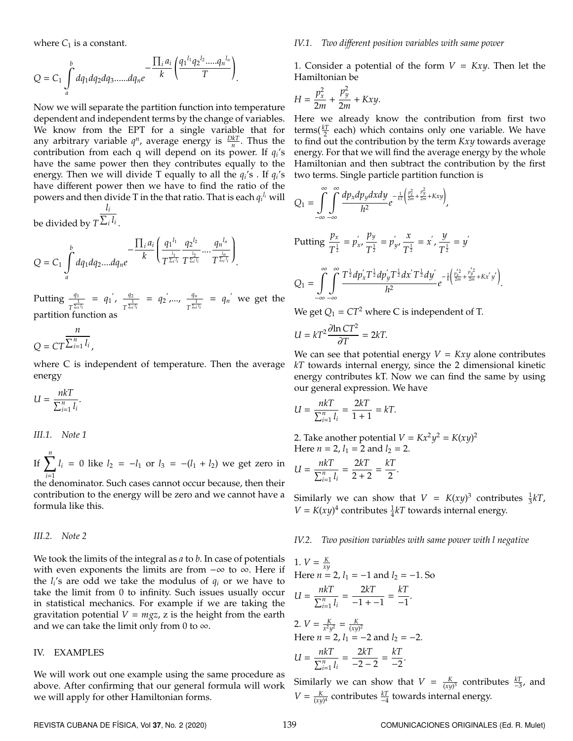where $C_1$ is a constant.

$$Q = C_1 \int_a^b dq_1 dq_2 dq_3 ......dq_n e^{-\frac{\prod_i a_i}{k}\left(\frac{q_1^{l_1} q_2^{l_2} .....q_n^{l_n}}{T}\right)}.$$

Now we will separate the partition function into temperature dependent and independent terms by the change of variables. We know from the EPT for a single variable that for any arbitrary variable $q^n$, average energy is $\frac{DkT}{n}$. Thus the contribution from each q will depend on its power. If $q_i$'s have the same power then they contributes equally to the energy. Then we will divide T equally to all the $q_i$'s . If $q_i$'s have different power then we have to find the ratio of the powers and then divide T in the that ratio. That is each $q_i^{l_i}$ will be divided by $T^{\frac{l_i}{\sum_i l_i}}$.

$$Q = C_1 \int_a^b dq_1 dq_2 ....dq_n e^{-\frac{\prod_i a_i}{k}\left(\frac{q_1^{l_1}}{T^{\frac{l_1}{\sum_i l_i}}} \frac{q_2^{l_2}}{T^{\frac{l_2}{\sum_i l_i}}} .... \frac{q_n^{l_n}}{T^{\frac{l_n}{\sum_i l_i}}}\right)}.$$

Putting $\frac{q_1}{T^{\frac{1}{\sum_i l_i}}} = q_1'$, $\frac{q_2}{T^{\frac{1}{\sum_i l_i}}} = q_2'$,..., $\frac{q_n}{T^{\frac{1}{\sum_i l_i}}} = q_n'$ we get the partition function as

$$Q = CT^{\frac{n}{\sum_{i=1}^n l_i}},$$

where C is independent of temperature. Then the average energy

$$U = \frac{nkT}{\sum_{i=1}^n l_i}.$$

### *III.1. Note 1*

If $\sum_{i=1}^{n} l_i = 0$ like $l_2 = -l_1$ or $l_3 = -(l_1 + l_2)$ we get zero in the denominator. Such cases cannot occur because, then their contribution to the energy will be zero and we cannot have a formula like this.

### *III.2. Note 2*

We took the limits of the integral as $a$ to $b$. In case of potentials with even exponents the limits are from $-\infty$ to $\infty$. Here if the $l_i$'s are odd we take the modulus of $q_i$ or we have to take the limit from 0 to infinity. Such issues usually occur in statistical mechanics. For example if we are taking the gravitation potential $V = mgz$, z is the height from the earth and we can take the limit only from 0 to $\infty$.

## IV. EXAMPLES

We will work out one example using the same procedure as above. After confirming that our general formula will work we will apply for other Hamiltonian forms.

### *IV.1. Two different position variables with same power*

1. Consider a potential of the form $V = Kxy$. Then let the Hamiltonian be

$$H = \frac{p_x^2}{2m} + \frac{p_y^2}{2m} + Kxy.$$

Here we already know the contribution from first two terms($\frac{kT}{2}$ each) which contains only one variable. We have to find out the contribution by the term $Kxy$ towards average energy. For that we will find the average energy by the whole Hamiltonian and then subtract the contribution by the first two terms. Single particle partition function is

$$Q_1 = \int_{-\infty}^{\infty}\int_{-\infty}^{\infty} \frac{dp_x dp_y dx dy}{h^2} e^{-\frac{1}{kT}\left(\frac{p_x^2}{2m} + \frac{p_y^2}{2m} + Kxy\right)},$$

Putting $\frac{p_x}{T^{\frac{1}{2}}} = p_x'$, $\frac{p_y}{T^{\frac{1}{2}}} = p_y'$, $\frac{x}{T^{\frac{1}{2}}} = x'$, $\frac{y}{T^{\frac{1}{2}}} = y'$

$$Q_1 = \int_{-\infty}^{\infty}\int_{-\infty}^{\infty} \frac{T^{\frac{1}{2}} dp_x' T^{\frac{1}{2}} dp_y' T^{\frac{1}{2}} dx' T^{\frac{1}{2}} dy'}{h^2} e^{-\frac{1}{k}\left(\frac{p_x'^2}{2m} + \frac{p_y'^2}{2m} + Kx'y'\right)}.$$

We get $Q_1 = CT^2$ where C is independent of T.

$$U = kT^2 \frac{\partial \ln CT^2}{\partial T} = 2kT.$$

We can see that potential energy $V = Kxy$ alone contributes $kT$ towards internal energy, since the 2 dimensional kinetic energy contributes kT. Now we can find the same by using our general expression. We have

$$U = \frac{nkT}{\sum_{i=1}^n l_i} = \frac{2kT}{1+1} = kT.$$

2. Take another potential $V = Kx^2y^2 = K(xy)^2$
Here $n = 2$, $l_1 = 2$ and $l_2 = 2$.

$$U = \frac{nkT}{\sum_{i=1}^n l_i} = \frac{2kT}{2+2} = \frac{kT}{2}.$$

Similarly we can show that $V = K(xy)^3$ contributes $\frac{1}{3}kT$, $V = K(xy)^4$ contributes $\frac{1}{4}kT$ towards internal energy.

### *IV.2. Two position variables with same power with l negative*

1. $V = \frac{K}{xy}$
Here $n = 2$, $l_1 = -1$ and $l_2 = -1$. So

$$U = \frac{nkT}{\sum_{i=1}^n l_i} = \frac{2kT}{-1 + -1} = \frac{kT}{-1}.$$

2. $V = \frac{K}{x^2y^2} = \frac{K}{(xy)^2}$
Here $n = 2$, $l_1 = -2$ and $l_2 = -2$.

$$U = \frac{nkT}{\sum_{i=1}^n l_i} = \frac{2kT}{-2-2} = \frac{kT}{-2}.$$

Similarly we can show that $V = \frac{K}{(xy)^3}$ contributes $\frac{kT}{-3}$, and $V = \frac{K}{(xy)^4}$ contributes $\frac{kT}{-4}$ towards internal energy.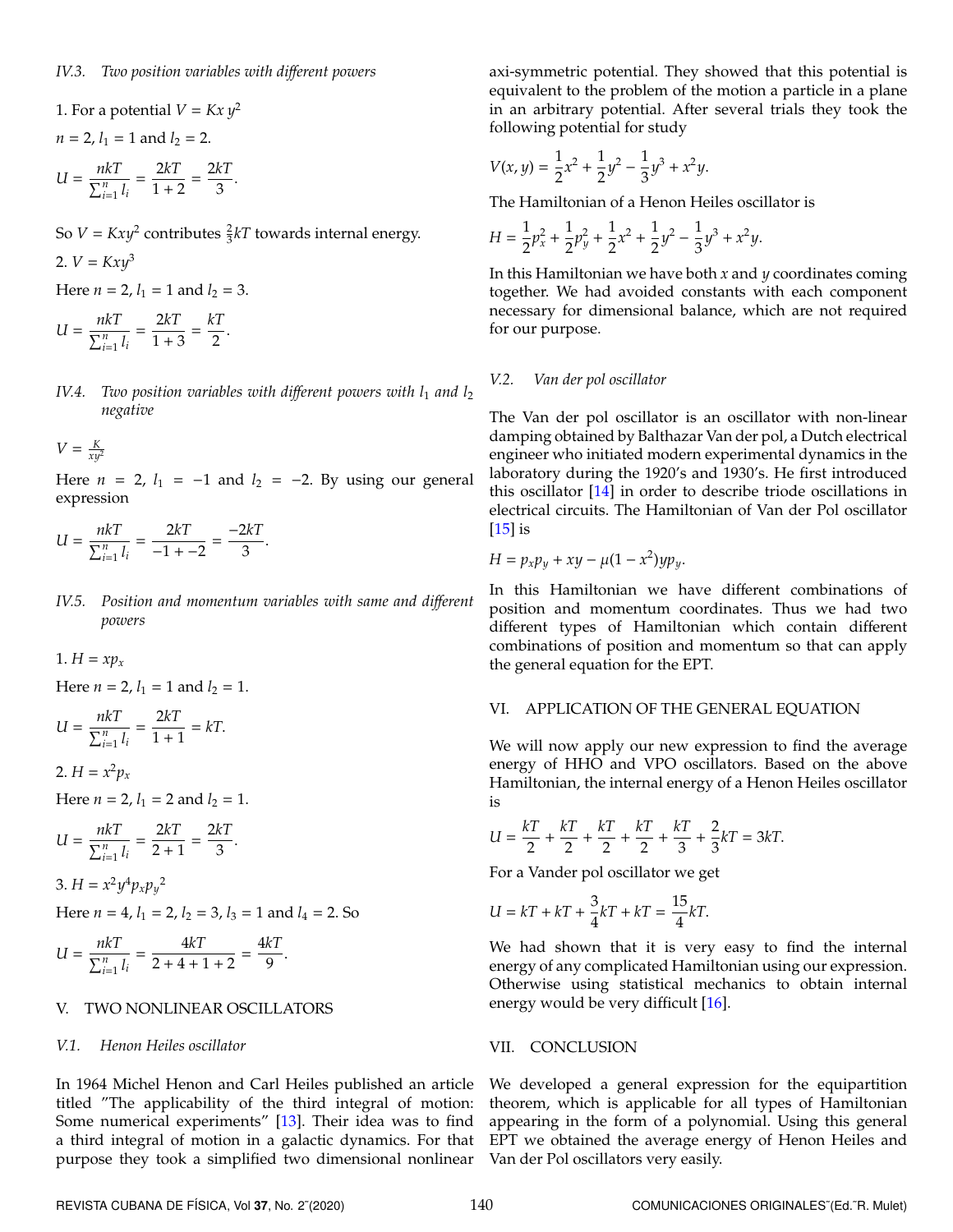### IV.3. Two position variables with different powers

1. For a potential $V = Kx\,y^2$

$n = 2$, $l_1 = 1$ and $l_2 = 2$.

$$U = \frac{nkT}{\sum_{i=1}^{n} l_i} = \frac{2kT}{1+2} = \frac{2kT}{3}.$$

So $V = Kxy^2$ contributes $\frac{2}{3}kT$ towards internal energy.

2. $V = Kxy^3$

Here $n = 2$, $l_1 = 1$ and $l_2 = 3$.

$$U = \frac{nkT}{\sum_{i=1}^{n} l_i} = \frac{2kT}{1+3} = \frac{kT}{2}.$$

### IV.4. Two position variables with different powers with $l_1$ and $l_2$ negative

$V = \frac{K}{xy^2}$

Here $n = 2$, $l_1 = -1$ and $l_2 = -2$. By using our general expression

$$U = \frac{nkT}{\sum_{i=1}^{n} l_i} = \frac{2kT}{-1+-2} = \frac{-2kT}{3}.$$

### IV.5. Position and momentum variables with same and different powers

1. $H = xp_x$

Here $n = 2$, $l_1 = 1$ and $l_2 = 1$.

$$U = \frac{nkT}{\sum_{i=1}^{n} l_i} = \frac{2kT}{1+1} = kT.$$

2. $H = x^2 p_x$

Here $n = 2$, $l_1 = 2$ and $l_2 = 1$.

$$U = \frac{nkT}{\sum_{i=1}^{n} l_i} = \frac{2kT}{2+1} = \frac{2kT}{3}.$$

3. $H = x^2 y^4 p_x {p_y}^2$

Here $n = 4$, $l_1 = 2$, $l_2 = 3$, $l_3 = 1$ and $l_4 = 2$. So

$$U = \frac{nkT}{\sum_{i=1}^{n} l_i} = \frac{4kT}{2+4+1+2} = \frac{4kT}{9}.$$

## V. TWO NONLINEAR OSCILLATORS

### V.1. Henon Heiles oscillator

In 1964 Michel Henon and Carl Heiles published an article titled "The applicability of the third integral of motion: Some numerical experiments" [13]. Their idea was to find a third integral of motion in a galactic dynamics. For that purpose they took a simplified two dimensional nonlinear axi-symmetric potential. They showed that this potential is equivalent to the problem of the motion a particle in a plane in an arbitrary potential. After several trials they took the following potential for study

$$V(x, y) = \frac{1}{2}x^2 + \frac{1}{2}y^2 - \frac{1}{3}y^3 + x^2 y.$$

The Hamiltonian of a Henon Heiles oscillator is

$$H = \frac{1}{2}p_x^2 + \frac{1}{2}p_y^2 + \frac{1}{2}x^2 + \frac{1}{2}y^2 - \frac{1}{3}y^3 + x^2 y.$$

In this Hamiltonian we have both $x$ and $y$ coordinates coming together. We had avoided constants with each component necessary for dimensional balance, which are not required for our purpose.

### V.2. Van der pol oscillator

The Van der pol oscillator is an oscillator with non-linear damping obtained by Balthazar Van der pol, a Dutch electrical engineer who initiated modern experimental dynamics in the laboratory during the 1920's and 1930's. He first introduced this oscillator [14] in order to describe triode oscillations in electrical circuits. The Hamiltonian of Van der Pol oscillator [15] is

$$H = p_x p_y + xy - \mu(1 - x^2) y p_y.$$

In this Hamiltonian we have different combinations of position and momentum coordinates. Thus we had two different types of Hamiltonian which contain different combinations of position and momentum so that can apply the general equation for the EPT.

## VI. APPLICATION OF THE GENERAL EQUATION

We will now apply our new expression to find the average energy of HHO and VPO oscillators. Based on the above Hamiltonian, the internal energy of a Henon Heiles oscillator is

$$U = \frac{kT}{2} + \frac{kT}{2} + \frac{kT}{2} + \frac{kT}{2} + \frac{kT}{3} + \frac{2}{3}kT = 3kT.$$

For a Vander pol oscillator we get

$$U = kT + kT + \frac{3}{4}kT + kT = \frac{15}{4}kT.$$

We had shown that it is very easy to find the internal energy of any complicated Hamiltonian using our expression. Otherwise using statistical mechanics to obtain internal energy would be very difficult [16].

## VII. CONCLUSION

We developed a general expression for the equipartition theorem, which is applicable for all types of Hamiltonian appearing in the form of a polynomial. Using this general EPT we obtained the average energy of Henon Heiles and Van der Pol oscillators very easily.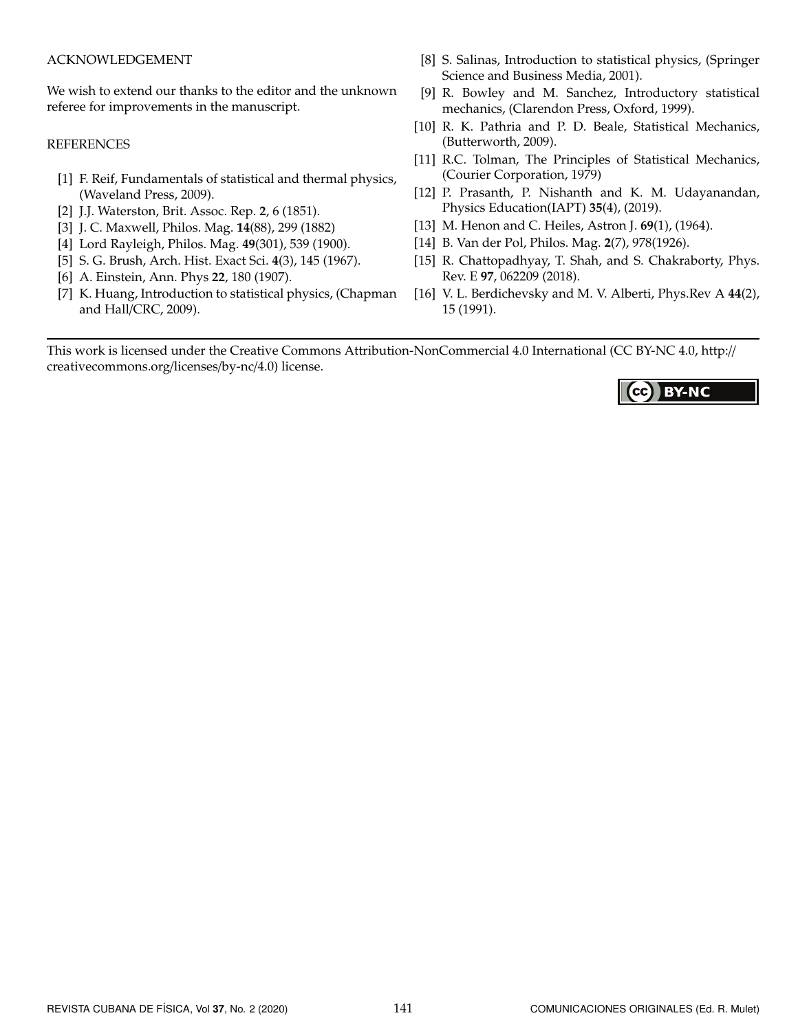## ACKNOWLEDGEMENT

We wish to extend our thanks to the editor and the unknown referee for improvements in the manuscript.

## REFERENCES

[1] F. Reif, Fundamentals of statistical and thermal physics, (Waveland Press, 2009).

[2] J.J. Waterston, Brit. Assoc. Rep. **2**, 6 (1851).

[3] J. C. Maxwell, Philos. Mag. **14**(88), 299 (1882)

[4] Lord Rayleigh, Philos. Mag. **49**(301), 539 (1900).

[5] S. G. Brush, Arch. Hist. Exact Sci. **4**(3), 145 (1967).

[6] A. Einstein, Ann. Phys **22**, 180 (1907).

[7] K. Huang, Introduction to statistical physics, (Chapman and Hall/CRC, 2009).

[8] S. Salinas, Introduction to statistical physics, (Springer Science and Business Media, 2001).

[9] R. Bowley and M. Sanchez, Introductory statistical mechanics, (Clarendon Press, Oxford, 1999).

[10] R. K. Pathria and P. D. Beale, Statistical Mechanics, (Butterworth, 2009).

[11] R.C. Tolman, The Principles of Statistical Mechanics, (Courier Corporation, 1979)

[12] P. Prasanth, P. Nishanth and K. M. Udayanandan, Physics Education(IAPT) **35**(4), (2019).

[13] M. Henon and C. Heiles, Astron J. **69**(1), (1964).

[14] B. Van der Pol, Philos. Mag. **2**(7), 978(1926).

[15] R. Chattopadhyay, T. Shah, and S. Chakraborty, Phys. Rev. E **97**, 062209 (2018).

[16] V. L. Berdichevsky and M. V. Alberti, Phys.Rev A **44**(2), 15 (1991).

---

This work is licensed under the Creative Commons Attribution-NonCommercial 4.0 International (CC BY-NC 4.0, http://creativecommons.org/licenses/by-nc/4.0) license.